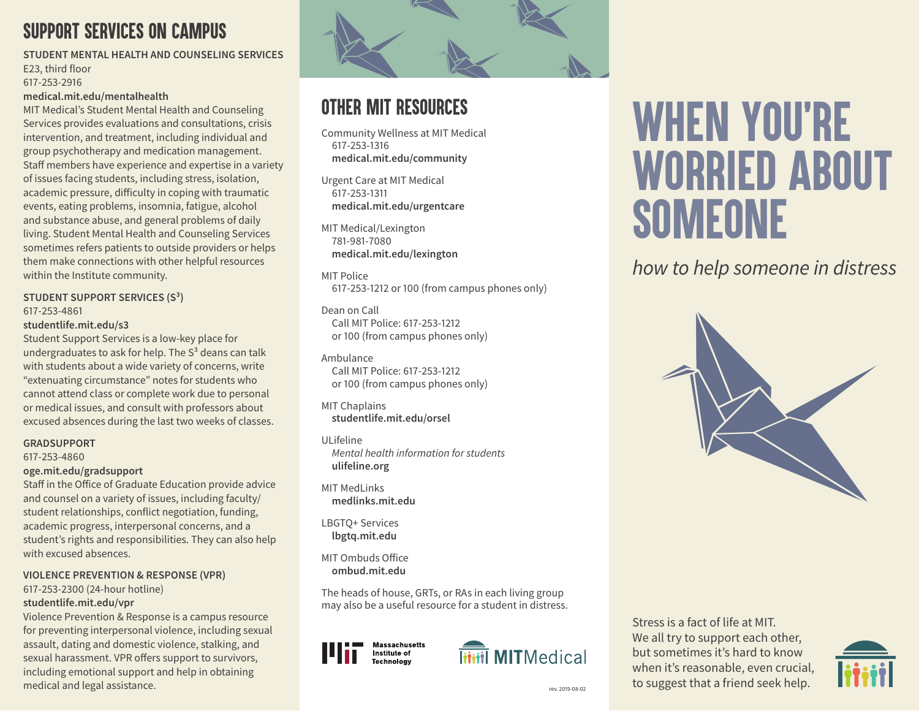## SUPPORT SERVICES ON CAMPUS

**STUDENT MENTAL HEALTH AND COUNSELING SERVICES**
E23, third floor
617-253-2916
**medical.mit.edu/mentalhealth**
MIT Medical's Student Mental Health and Counseling Services provides evaluations and consultations, crisis intervention, and treatment, including individual and group psychotherapy and medication management. Staff members have experience and expertise in a variety of issues facing students, including stress, isolation, academic pressure, difficulty in coping with traumatic events, eating problems, insomnia, fatigue, alcohol and substance abuse, and general problems of daily living. Student Mental Health and Counseling Services sometimes refers patients to outside providers or helps them make connections with other helpful resources within the Institute community.

**STUDENT SUPPORT SERVICES ($S^3$)**
617-253-4861
**studentlife.mit.edu/s3**
Student Support Services is a low-key place for undergraduates to ask for help. The $S^3$ deans can talk with students about a wide variety of concerns, write "extenuating circumstance" notes for students who cannot attend class or complete work due to personal or medical issues, and consult with professors about excused absences during the last two weeks of classes.

**GRADSUPPORT**
617-253-4860
**oge.mit.edu/gradsupport**
Staff in the Office of Graduate Education provide advice and counsel on a variety of issues, including faculty/student relationships, conflict negotiation, funding, academic progress, interpersonal concerns, and a student's rights and responsibilities. They can also help with excused absences.

**VIOLENCE PREVENTION & RESPONSE (VPR)**
617-253-2300 (24-hour hotline)
**studentlife.mit.edu/vpr**
Violence Prevention & Response is a campus resource for preventing interpersonal violence, including sexual assault, dating and domestic violence, stalking, and sexual harassment. VPR offers support to survivors, including emotional support and help in obtaining medical and legal assistance.

## OTHER MIT RESOURCES

Community Wellness at MIT Medical
617-253-1316
**medical.mit.edu/community**

Urgent Care at MIT Medical
617-253-1311
**medical.mit.edu/urgentcare**

MIT Medical/Lexington
781-981-7080
**medical.mit.edu/lexington**

MIT Police
617-253-1212 or 100 (from campus phones only)

Dean on Call
Call MIT Police: 617-253-1212
or 100 (from campus phones only)

Ambulance
Call MIT Police: 617-253-1212
or 100 (from campus phones only)

MIT Chaplains
**studentlife.mit.edu/orsel**

ULifeline
*Mental health information for students*
**ulifeline.org**

MIT MedLinks
**medlinks.mit.edu**

LBGTQ+ Services
**lbgtq.mit.edu**

MIT Ombuds Office
**ombud.mit.edu**

The heads of house, GRTs, or RAs in each living group may also be a useful resource for a student in distress.

Massachusetts Institute of Technology

MITMedical

rev. 2019-08-02

# WHEN YOU'RE WORRIED ABOUT SOMEONE

*how to help someone in distress*

Stress is a fact of life at MIT. We all try to support each other, but sometimes it's hard to know when it's reasonable, even crucial, to suggest that a friend seek help.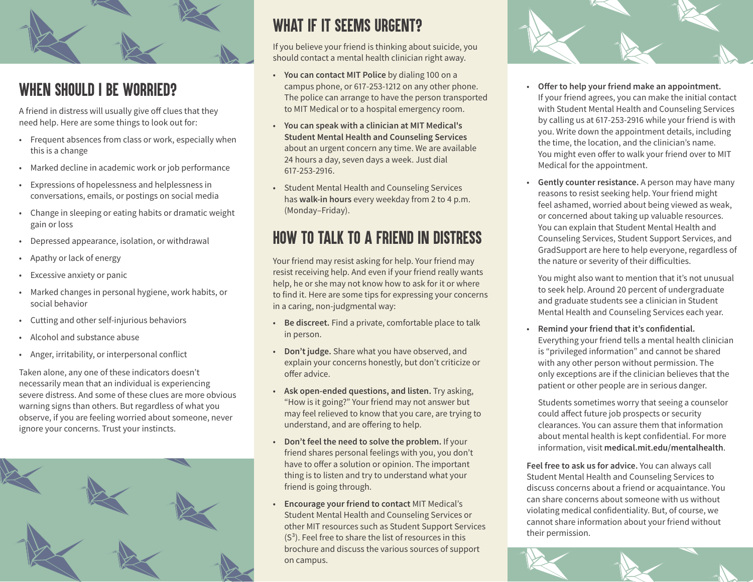## WHEN SHOULD I BE WORRIED?

A friend in distress will usually give off clues that they need help. Here are some things to look out for:

- Frequent absences from class or work, especially when this is a change
- Marked decline in academic work or job performance
- Expressions of hopelessness and helplessness in conversations, emails, or postings on social media
- Change in sleeping or eating habits or dramatic weight gain or loss
- Depressed appearance, isolation, or withdrawal
- Apathy or lack of energy
- Excessive anxiety or panic
- Marked changes in personal hygiene, work habits, or social behavior
- Cutting and other self-injurious behaviors
- Alcohol and substance abuse
- Anger, irritability, or interpersonal conflict

Taken alone, any one of these indicators doesn't necessarily mean that an individual is experiencing severe distress. And some of these clues are more obvious warning signs than others. But regardless of what you observe, if you are feeling worried about someone, never ignore your concerns. Trust your instincts.

## WHAT IF IT SEEMS URGENT?

If you believe your friend is thinking about suicide, you should contact a mental health clinician right away.

- **You can contact MIT Police** by dialing 100 on a campus phone, or 617-253-1212 on any other phone. The police can arrange to have the person transported to MIT Medical or to a hospital emergency room.
- **You can speak with a clinician at MIT Medical's Student Mental Health and Counseling Services** about an urgent concern any time. We are available 24 hours a day, seven days a week. Just dial 617-253-2916.
- Student Mental Health and Counseling Services has **walk-in hours** every weekday from 2 to 4 p.m. (Monday–Friday).

## HOW TO TALK TO A FRIEND IN DISTRESS

Your friend may resist asking for help. Your friend may resist receiving help. And even if your friend really wants help, he or she may not know how to ask for it or where to find it. Here are some tips for expressing your concerns in a caring, non-judgmental way:

- **Be discreet.** Find a private, comfortable place to talk in person.
- **Don't judge.** Share what you have observed, and explain your concerns honestly, but don't criticize or offer advice.
- **Ask open-ended questions, and listen.** Try asking, "How is it going?" Your friend may not answer but may feel relieved to know that you care, are trying to understand, and are offering to help.
- **Don't feel the need to solve the problem.** If your friend shares personal feelings with you, you don't have to offer a solution or opinion. The important thing is to listen and try to understand what your friend is going through.
- **Encourage your friend to contact** MIT Medical's Student Mental Health and Counseling Services or other MIT resources such as Student Support Services ($S^3$). Feel free to share the list of resources in this brochure and discuss the various sources of support on campus.
- **Offer to help your friend make an appointment.** If your friend agrees, you can make the initial contact with Student Mental Health and Counseling Services by calling us at 617-253-2916 while your friend is with you. Write down the appointment details, including the time, the location, and the clinician's name. You might even offer to walk your friend over to MIT Medical for the appointment.
- **Gently counter resistance.** A person may have many reasons to resist seeking help. Your friend might feel ashamed, worried about being viewed as weak, or concerned about taking up valuable resources. You can explain that Student Mental Health and Counseling Services, Student Support Services, and GradSupport are here to help everyone, regardless of the nature or severity of their difficulties.

  You might also want to mention that it's not unusual to seek help. Around 20 percent of undergraduate and graduate students see a clinician in Student Mental Health and Counseling Services each year.
- **Remind your friend that it's confidential.** Everything your friend tells a mental health clinician is "privileged information" and cannot be shared with any other person without permission. The only exceptions are if the clinician believes that the patient or other people are in serious danger.

  Students sometimes worry that seeing a counselor could affect future job prospects or security clearances. You can assure them that information about mental health is kept confidential. For more information, visit **medical.mit.edu/mentalhealth**.

**Feel free to ask us for advice.** You can always call Student Mental Health and Counseling Services to discuss concerns about a friend or acquaintance. You can share concerns about someone with us without violating medical confidentiality. But, of course, we cannot share information about your friend without their permission.